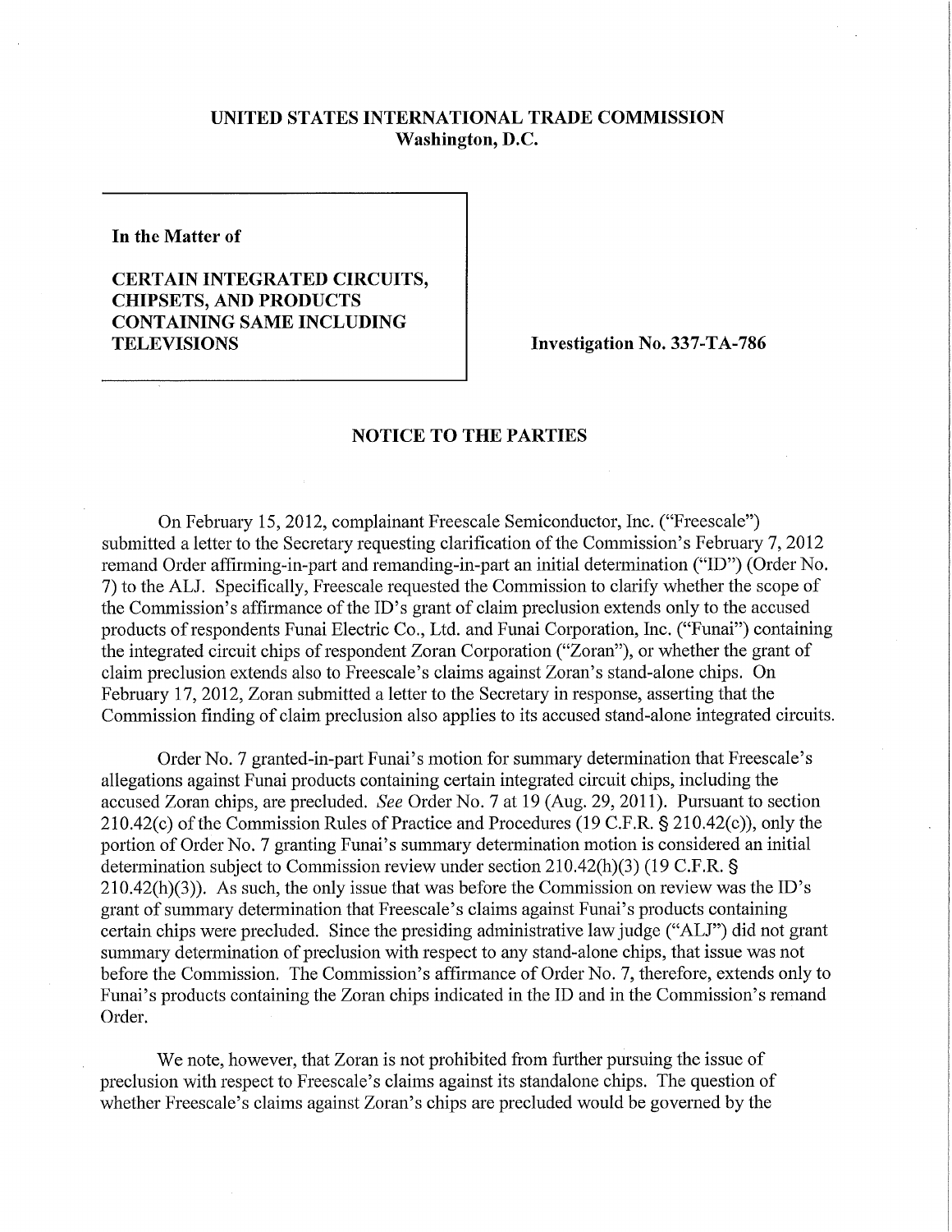**UNITED STATES INTERNATIONAL TRADE COMMISSION**
**Washington, D.C.**

**In the Matter of**

**CERTAIN INTEGRATED CIRCUITS, CHIPSETS, AND PRODUCTS CONTAINING SAME INCLUDING TELEVISIONS**

**Investigation No. 337-TA-786**

## NOTICE TO THE PARTIES

On February 15, 2012, complainant Freescale Semiconductor, Inc. ("Freescale") submitted a letter to the Secretary requesting clarification of the Commission's February 7, 2012 remand Order affirming-in-part and remanding-in-part an initial determination ("ID") (Order No. 7) to the ALJ. Specifically, Freescale requested the Commission to clarify whether the scope of the Commission's affirmance of the ID's grant of claim preclusion extends only to the accused products of respondents Funai Electric Co., Ltd. and Funai Corporation, Inc. ("Funai") containing the integrated circuit chips of respondent Zoran Corporation ("Zoran"), or whether the grant of claim preclusion extends also to Freescale's claims against Zoran's stand-alone chips. On February 17, 2012, Zoran submitted a letter to the Secretary in response, asserting that the Commission finding of claim preclusion also applies to its accused stand-alone integrated circuits.

Order No. 7 granted-in-part Funai's motion for summary determination that Freescale's allegations against Funai products containing certain integrated circuit chips, including the accused Zoran chips, are precluded. *See* Order No. 7 at 19 (Aug. 29, 2011). Pursuant to section 210.42(c) of the Commission Rules of Practice and Procedures (19 C.F.R. § 210.42(c)), only the portion of Order No. 7 granting Funai's summary determination motion is considered an initial determination subject to Commission review under section 210.42(h)(3) (19 C.F.R. § 210.42(h)(3)). As such, the only issue that was before the Commission on review was the ID's grant of summary determination that Freescale's claims against Funai's products containing certain chips were precluded. Since the presiding administrative law judge ("ALJ") did not grant summary determination of preclusion with respect to any stand-alone chips, that issue was not before the Commission. The Commission's affirmance of Order No. 7, therefore, extends only to Funai's products containing the Zoran chips indicated in the ID and in the Commission's remand Order.

We note, however, that Zoran is not prohibited from further pursuing the issue of preclusion with respect to Freescale's claims against its standalone chips. The question of whether Freescale's claims against Zoran's chips are precluded would be governed by the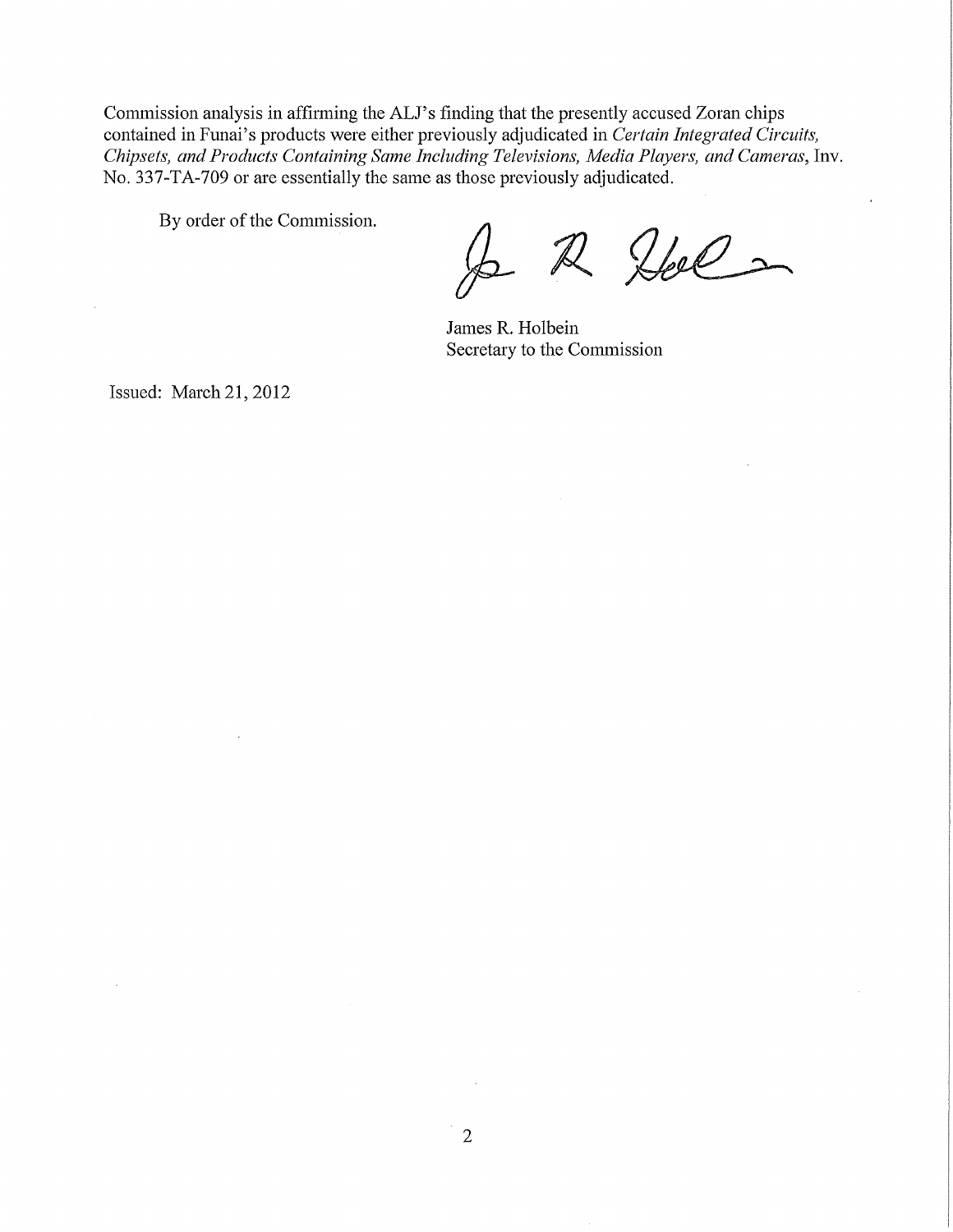Commission analysis in affirming the ALJ's finding that the presently accused Zoran chips contained in Funai's products were either previously adjudicated in *Certain Integrated Circuits, Chipsets, and Products Containing Same Including Televisions, Media Players, and Cameras*, Inv. No. 337-TA-709 or are essentially the same as those previously adjudicated.

By order of the Commission.

James R. Holbein
Secretary to the Commission

Issued: March 21, 2012